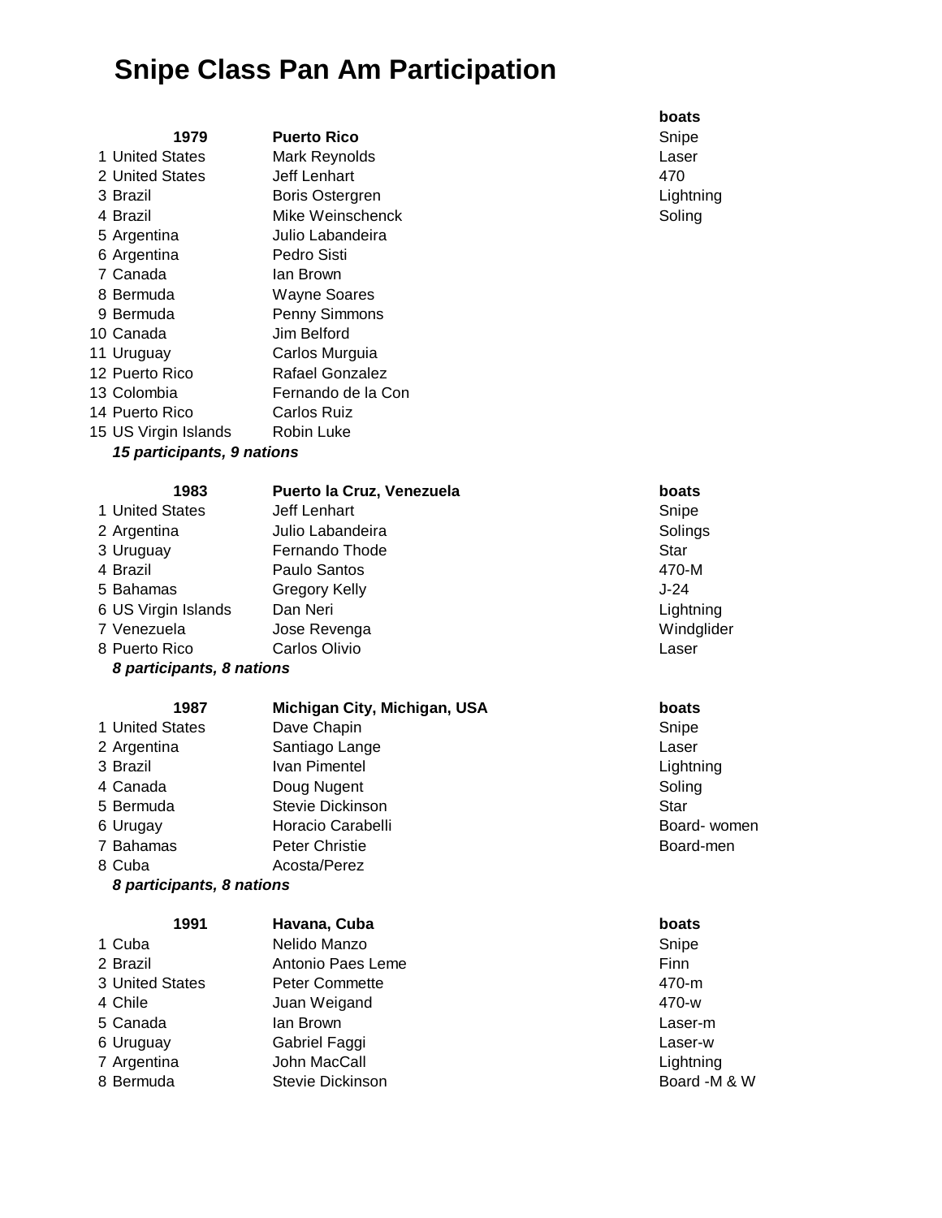# Snipe Class Pan Am Participation

| | 1979 | Puerto Rico | boats |
|---|---|---|---|
| 1 | United States | Mark Reynolds | Snipe |
| 2 | United States | Jeff Lenhart | Laser |
| 3 | Brazil | Boris Ostergren | 470 |
| 4 | Brazil | Mike Weinschenck | Lightning |
| 5 | Argentina | Julio Labandeira | Soling |
| 6 | Argentina | Pedro Sisti | |
| 7 | Canada | Ian Brown | |
| 8 | Bermuda | Wayne Soares | |
| 9 | Bermuda | Penny Simmons | |
| 10 | Canada | Jim Belford | |
| 11 | Uruguay | Carlos Murguia | |
| 12 | Puerto Rico | Rafael Gonzalez | |
| 13 | Colombia | Fernando de la Con | |
| 14 | Puerto Rico | Carlos Ruiz | |
| 15 | US Virgin Islands | Robin Luke | |

***15 participants, 9 nations***

| | 1983 | Puerto la Cruz, Venezuela | boats |
|---|---|---|---|
| 1 | United States | Jeff Lenhart | Snipe |
| 2 | Argentina | Julio Labandeira | Solings |
| 3 | Uruguay | Fernando Thode | Star |
| 4 | Brazil | Paulo Santos | 470-M |
| 5 | Bahamas | Gregory Kelly | J-24 |
| 6 | US Virgin Islands | Dan Neri | Lightning |
| 7 | Venezuela | Jose Revenga | Windglider |
| 8 | Puerto Rico | Carlos Olivio | Laser |

***8 participants, 8 nations***

| | 1987 | Michigan City, Michigan, USA | boats |
|---|---|---|---|
| 1 | United States | Dave Chapin | Snipe |
| 2 | Argentina | Santiago Lange | Laser |
| 3 | Brazil | Ivan Pimentel | Lightning |
| 4 | Canada | Doug Nugent | Soling |
| 5 | Bermuda | Stevie Dickinson | Star |
| 6 | Urugay | Horacio Carabelli | Board- women |
| 7 | Bahamas | Peter Christie | Board-men |
| 8 | Cuba | Acosta/Perez | |

***8 participants, 8 nations***

| | 1991 | Havana, Cuba | boats |
|---|---|---|---|
| 1 | Cuba | Nelido Manzo | Snipe |
| 2 | Brazil | Antonio Paes Leme | Finn |
| 3 | United States | Peter Commette | 470-m |
| 4 | Chile | Juan Weigand | 470-w |
| 5 | Canada | Ian Brown | Laser-m |
| 6 | Uruguay | Gabriel Faggi | Laser-w |
| 7 | Argentina | John MacCall | Lightning |
| 8 | Bermuda | Stevie Dickinson | Board -M & W |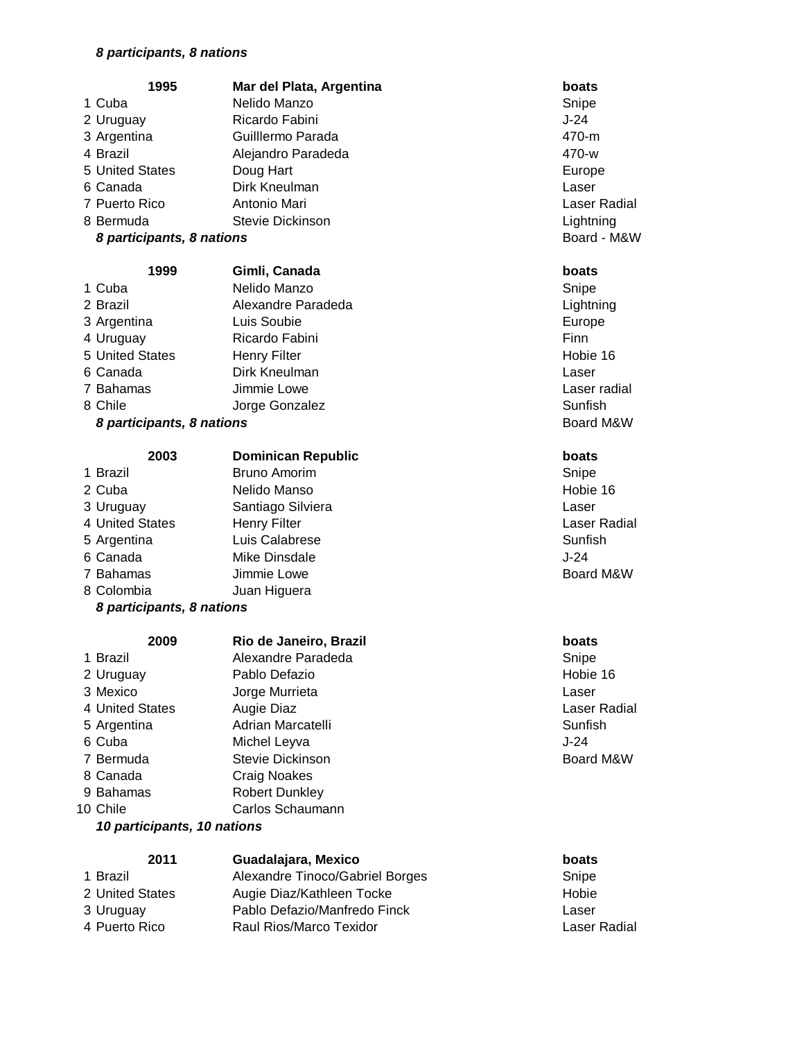*8 participants, 8 nations*

| | **1995** | **Mar del Plata, Argentina** | **boats** |
|---|---|---|---|
| 1 | Cuba | Nelido Manzo | Snipe |
| 2 | Uruguay | Ricardo Fabini | J-24 |
| 3 | Argentina | Guilllermo Parada | 470-m |
| 4 | Brazil | Alejandro Paradeda | 470-w |
| 5 | United States | Doug Hart | Europe |
| 6 | Canada | Dirk Kneulman | Laser |
| 7 | Puerto Rico | Antonio Mari | Laser Radial |
| 8 | Bermuda | Stevie Dickinson | Lightning |
| | ***8 participants, 8 nations*** | | Board - M&W |

| | **1999** | **Gimli, Canada** | **boats** |
|---|---|---|---|
| 1 | Cuba | Nelido Manzo | Snipe |
| 2 | Brazil | Alexandre Paradeda | Lightning |
| 3 | Argentina | Luis Soubie | Europe |
| 4 | Uruguay | Ricardo Fabini | Finn |
| 5 | United States | Henry Filter | Hobie 16 |
| 6 | Canada | Dirk Kneulman | Laser |
| 7 | Bahamas | Jimmie Lowe | Laser radial |
| 8 | Chile | Jorge Gonzalez | Sunfish |
| | ***8 participants, 8 nations*** | | Board M&W |

| | **2003** | **Dominican Republic** | **boats** |
|---|---|---|---|
| 1 | Brazil | Bruno Amorim | Snipe |
| 2 | Cuba | Nelido Manso | Hobie 16 |
| 3 | Uruguay | Santiago Silviera | Laser |
| 4 | United States | Henry Filter | Laser Radial |
| 5 | Argentina | Luis Calabrese | Sunfish |
| 6 | Canada | Mike Dinsdale | J-24 |
| 7 | Bahamas | Jimmie Lowe | Board M&W |
| 8 | Colombia | Juan Higuera | |
| | ***8 participants, 8 nations*** | | |

| | **2009** | **Rio de Janeiro, Brazil** | **boats** |
|---|---|---|---|
| 1 | Brazil | Alexandre Paradeda | Snipe |
| 2 | Uruguay | Pablo Defazio | Hobie 16 |
| 3 | Mexico | Jorge Murrieta | Laser |
| 4 | United States | Augie Diaz | Laser Radial |
| 5 | Argentina | Adrian Marcatelli | Sunfish |
| 6 | Cuba | Michel Leyva | J-24 |
| 7 | Bermuda | Stevie Dickinson | Board M&W |
| 8 | Canada | Craig Noakes | |
| 9 | Bahamas | Robert Dunkley | |
| 10 | Chile | Carlos Schaumann | |
| | ***10 participants, 10 nations*** | | |

| | **2011** | **Guadalajara, Mexico** | **boats** |
|---|---|---|---|
| 1 | Brazil | Alexandre Tinoco/Gabriel Borges | Snipe |
| 2 | United States | Augie Diaz/Kathleen Tocke | Hobie |
| 3 | Uruguay | Pablo Defazio/Manfredo Finck | Laser |
| 4 | Puerto Rico | Raul Rios/Marco Texidor | Laser Radial |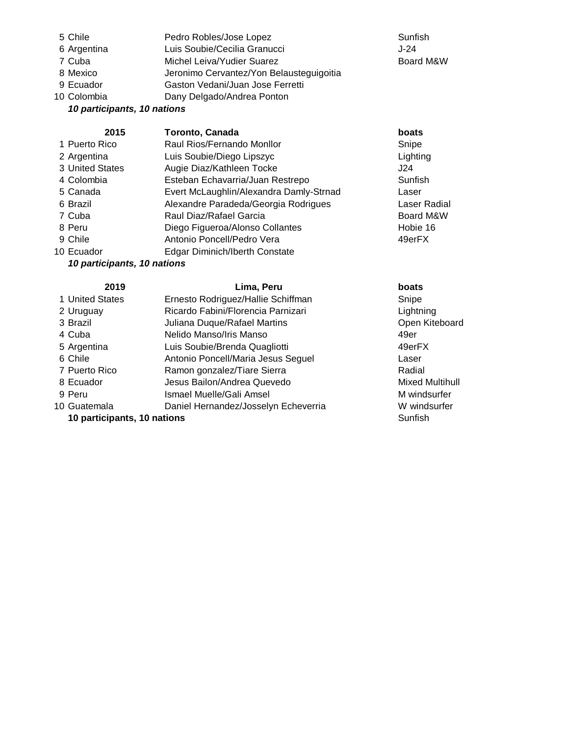| | | | |
|---|---|---|---|
| 5 | Chile | Pedro Robles/Jose Lopez | Sunfish |
| 6 | Argentina | Luis Soubie/Cecilia Granucci | J-24 |
| 7 | Cuba | Michel Leiva/Yudier Suarez | Board M&W |
| 8 | Mexico | Jeronimo Cervantez/Yon Belausteguigoitia | |
| 9 | Ecuador | Gaston Vedani/Juan Jose Ferretti | |
| 10 | Colombia | Dany Delgado/Andrea Ponton | |

***10 participants, 10 nations***

| | 2015 | Toronto, Canada | boats |
|---|---|---|---|
| 1 | Puerto Rico | Raul Rios/Fernando Monllor | Snipe |
| 2 | Argentina | Luis Soubie/Diego Lipszyc | Lighting |
| 3 | United States | Augie Diaz/Kathleen Tocke | J24 |
| 4 | Colombia | Esteban Echavarria/Juan Restrepo | Sunfish |
| 5 | Canada | Evert McLaughlin/Alexandra Damly-Strnad | Laser |
| 6 | Brazil | Alexandre Paradeda/Georgia Rodrigues | Laser Radial |
| 7 | Cuba | Raul Diaz/Rafael Garcia | Board M&W |
| 8 | Peru | Diego Figueroa/Alonso Collantes | Hobie 16 |
| 9 | Chile | Antonio Poncell/Pedro Vera | 49erFX |
| 10 | Ecuador | Edgar Diminich/Iberth Constate | |

***10 participants, 10 nations***

| | 2019 | Lima, Peru | boats |
|---|---|---|---|
| 1 | United States | Ernesto Rodriguez/Hallie Schiffman | Snipe |
| 2 | Uruguay | Ricardo Fabini/Florencia Parnizari | Lightning |
| 3 | Brazil | Juliana Duque/Rafael Martins | Open Kiteboard |
| 4 | Cuba | Nelido Manso/Iris Manso | 49er |
| 5 | Argentina | Luis Soubie/Brenda Quagliotti | 49erFX |
| 6 | Chile | Antonio Poncell/Maria Jesus Seguel | Laser |
| 7 | Puerto Rico | Ramon gonzalez/Tiare Sierra | Radial |
| 8 | Ecuador | Jesus Bailon/Andrea Quevedo | Mixed Multihull |
| 9 | Peru | Ismael Muelle/Gali Amsel | M windsurfer |
| 10 | Guatemala | Daniel Hernandez/Josselyn Echeverria | W windsurfer |
| | **10 participants, 10 nations** | | Sunfish |